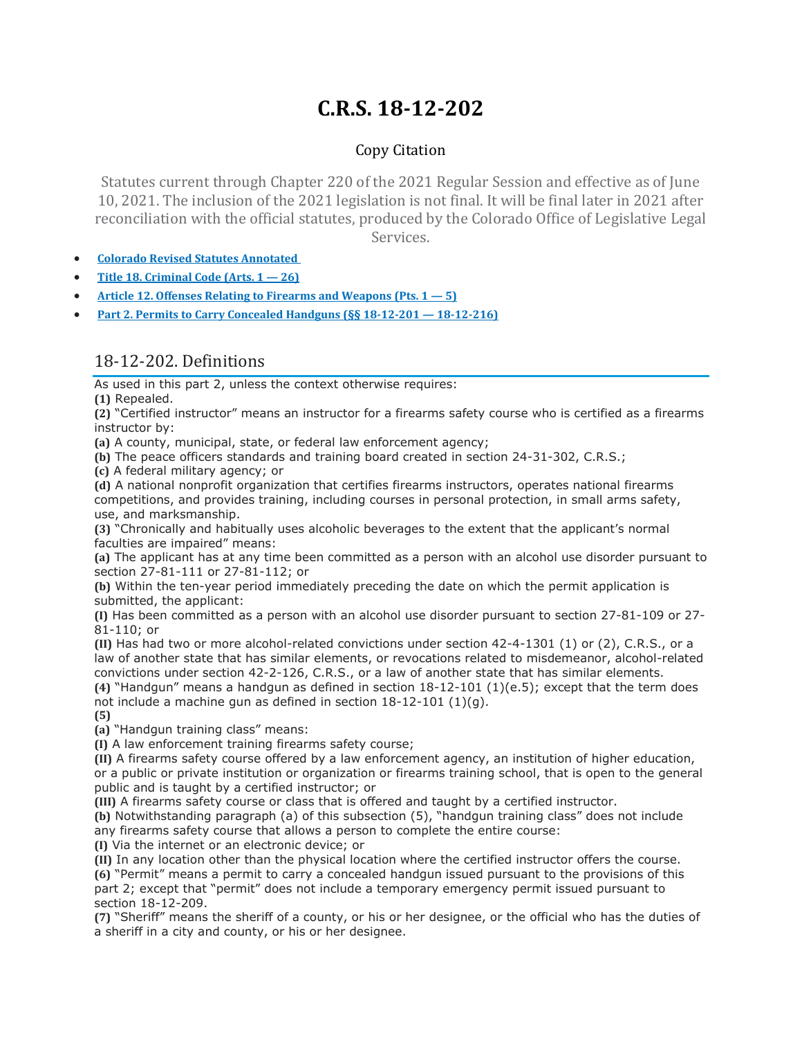# C.R.S. 18-12-202

Copy Citation

Statutes current through Chapter 220 of the 2021 Regular Session and effective as of June 10, 2021. The inclusion of the 2021 legislation is not final. It will be final later in 2021 after reconciliation with the official statutes, produced by the Colorado Office of Legislative Legal Services.

- **Colorado Revised Statutes Annotated**
- **Title 18. Criminal Code (Arts. 1 — 26)**
- **Article 12. Offenses Relating to Firearms and Weapons (Pts. 1 — 5)**
- **Part 2. Permits to Carry Concealed Handguns (§§ 18-12-201 — 18-12-216)**

## 18-12-202. Definitions

As used in this part 2, unless the context otherwise requires:

**(1)** Repealed.

**(2)** "Certified instructor" means an instructor for a firearms safety course who is certified as a firearms instructor by:

**(a)** A county, municipal, state, or federal law enforcement agency;

**(b)** The peace officers standards and training board created in section 24-31-302, C.R.S.;

**(c)** A federal military agency; or

**(d)** A national nonprofit organization that certifies firearms instructors, operates national firearms competitions, and provides training, including courses in personal protection, in small arms safety, use, and marksmanship.

**(3)** "Chronically and habitually uses alcoholic beverages to the extent that the applicant's normal faculties are impaired" means:

**(a)** The applicant has at any time been committed as a person with an alcohol use disorder pursuant to section 27-81-111 or 27-81-112; or

**(b)** Within the ten-year period immediately preceding the date on which the permit application is submitted, the applicant:

**(I)** Has been committed as a person with an alcohol use disorder pursuant to section 27-81-109 or 27-81-110; or

**(II)** Has had two or more alcohol-related convictions under section 42-4-1301 (1) or (2), C.R.S., or a law of another state that has similar elements, or revocations related to misdemeanor, alcohol-related convictions under section 42-2-126, C.R.S., or a law of another state that has similar elements.

**(4)** "Handgun" means a handgun as defined in section 18-12-101 (1)(e.5); except that the term does not include a machine gun as defined in section 18-12-101 (1)(g).

**(5)**

**(a)** "Handgun training class" means:

**(I)** A law enforcement training firearms safety course;

**(II)** A firearms safety course offered by a law enforcement agency, an institution of higher education, or a public or private institution or organization or firearms training school, that is open to the general public and is taught by a certified instructor; or

**(III)** A firearms safety course or class that is offered and taught by a certified instructor.

**(b)** Notwithstanding paragraph (a) of this subsection (5), "handgun training class" does not include any firearms safety course that allows a person to complete the entire course:

**(I)** Via the internet or an electronic device; or

**(II)** In any location other than the physical location where the certified instructor offers the course.

**(6)** "Permit" means a permit to carry a concealed handgun issued pursuant to the provisions of this part 2; except that "permit" does not include a temporary emergency permit issued pursuant to section 18-12-209.

**(7)** "Sheriff" means the sheriff of a county, or his or her designee, or the official who has the duties of a sheriff in a city and county, or his or her designee.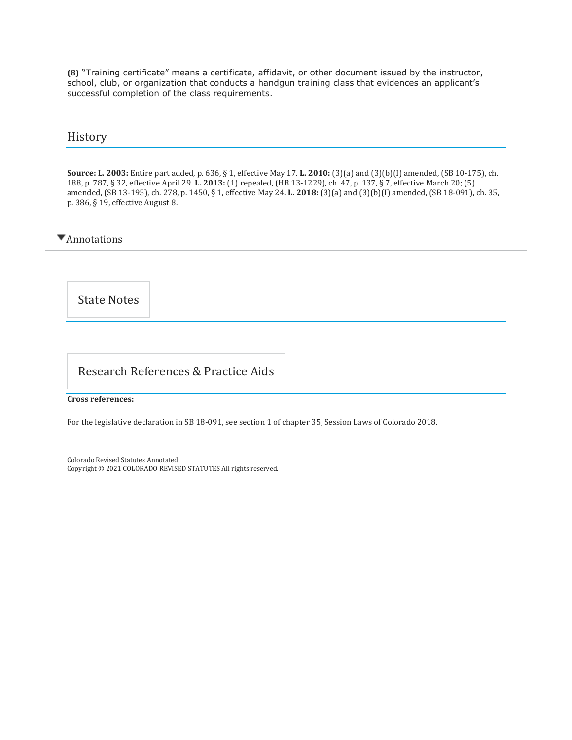**(8)** "Training certificate" means a certificate, affidavit, or other document issued by the instructor, school, club, or organization that conducts a handgun training class that evidences an applicant's successful completion of the class requirements.

## History

**Source: L. 2003:** Entire part added, p. 636, § 1, effective May 17. **L. 2010:** (3)(a) and (3)(b)(I) amended, (SB 10-175), ch. 188, p. 787, § 32, effective April 29. **L. 2013:** (1) repealed, (HB 13-1229), ch. 47, p. 137, § 7, effective March 20; (5) amended, (SB 13-195), ch. 278, p. 1450, § 1, effective May 24. **L. 2018:** (3)(a) and (3)(b)(I) amended, (SB 18-091), ch. 35, p. 386, § 19, effective August 8.

## Annotations

### State Notes

### Research References & Practice Aids

**Cross references:**

For the legislative declaration in SB 18-091, see section 1 of chapter 35, Session Laws of Colorado 2018.

Colorado Revised Statutes Annotated
Copyright © 2021 COLORADO REVISED STATUTES All rights reserved.